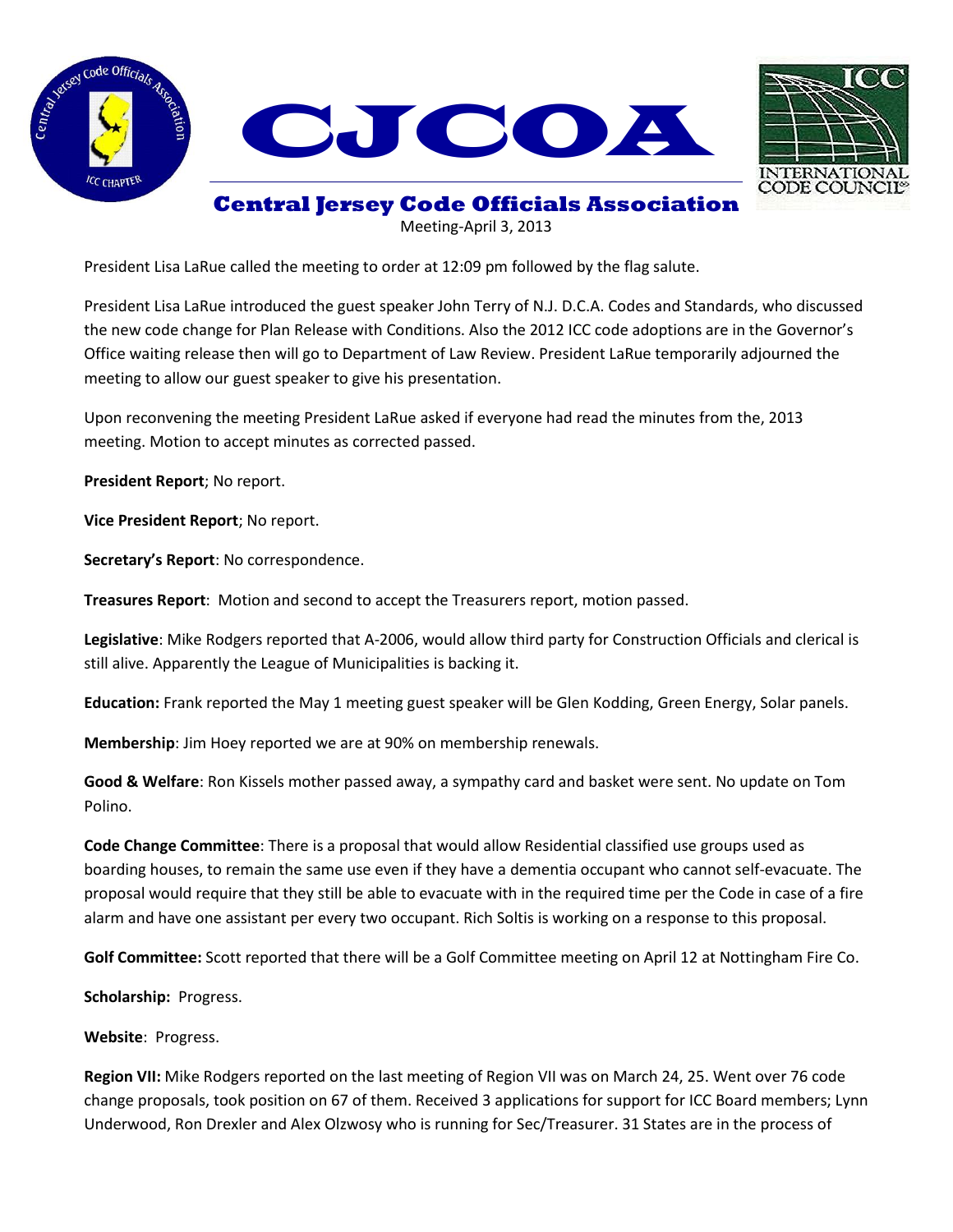# CJCOA

## Central Jersey Code Officials Association

Meeting-April 3, 2013

President Lisa LaRue called the meeting to order at 12:09 pm followed by the flag salute.

President Lisa LaRue introduced the guest speaker John Terry of N.J. D.C.A. Codes and Standards, who discussed the new code change for Plan Release with Conditions. Also the 2012 ICC code adoptions are in the Governor's Office waiting release then will go to Department of Law Review. President LaRue temporarily adjourned the meeting to allow our guest speaker to give his presentation.

Upon reconvening the meeting President LaRue asked if everyone had read the minutes from the, 2013 meeting. Motion to accept minutes as corrected passed.

**President Report**; No report.

**Vice President Report**; No report.

**Secretary's Report**: No correspondence.

**Treasures Report**: Motion and second to accept the Treasurers report, motion passed.

**Legislative**: Mike Rodgers reported that A-2006, would allow third party for Construction Officials and clerical is still alive. Apparently the League of Municipalities is backing it.

**Education:** Frank reported the May 1 meeting guest speaker will be Glen Kodding, Green Energy, Solar panels.

**Membership**: Jim Hoey reported we are at 90% on membership renewals.

**Good & Welfare**: Ron Kissels mother passed away, a sympathy card and basket were sent. No update on Tom Polino.

**Code Change Committee**: There is a proposal that would allow Residential classified use groups used as boarding houses, to remain the same use even if they have a dementia occupant who cannot self-evacuate. The proposal would require that they still be able to evacuate with in the required time per the Code in case of a fire alarm and have one assistant per every two occupant. Rich Soltis is working on a response to this proposal.

**Golf Committee:** Scott reported that there will be a Golf Committee meeting on April 12 at Nottingham Fire Co.

**Scholarship:** Progress.

**Website**: Progress.

**Region VII:** Mike Rodgers reported on the last meeting of Region VII was on March 24, 25. Went over 76 code change proposals, took position on 67 of them. Received 3 applications for support for ICC Board members; Lynn Underwood, Ron Drexler and Alex Olzwosy who is running for Sec/Treasurer. 31 States are in the process of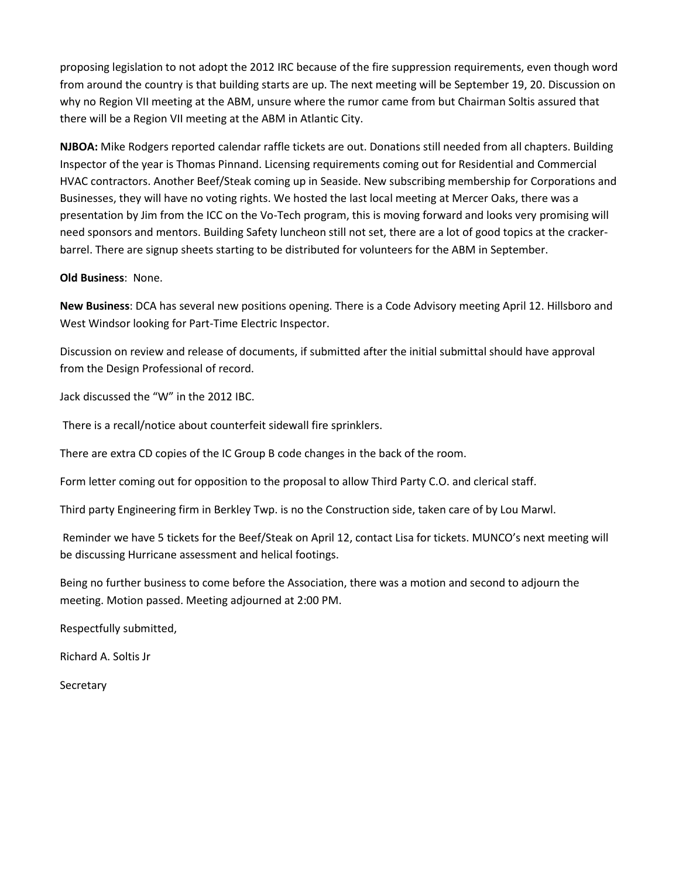proposing legislation to not adopt the 2012 IRC because of the fire suppression requirements, even though word from around the country is that building starts are up. The next meeting will be September 19, 20. Discussion on why no Region VII meeting at the ABM, unsure where the rumor came from but Chairman Soltis assured that there will be a Region VII meeting at the ABM in Atlantic City.

**NJBOA:** Mike Rodgers reported calendar raffle tickets are out. Donations still needed from all chapters. Building Inspector of the year is Thomas Pinnand. Licensing requirements coming out for Residential and Commercial HVAC contractors. Another Beef/Steak coming up in Seaside. New subscribing membership for Corporations and Businesses, they will have no voting rights. We hosted the last local meeting at Mercer Oaks, there was a presentation by Jim from the ICC on the Vo-Tech program, this is moving forward and looks very promising will need sponsors and mentors. Building Safety luncheon still not set, there are a lot of good topics at the cracker-barrel. There are signup sheets starting to be distributed for volunteers for the ABM in September.

**Old Business**: None.

**New Business**: DCA has several new positions opening. There is a Code Advisory meeting April 12. Hillsboro and West Windsor looking for Part-Time Electric Inspector.

Discussion on review and release of documents, if submitted after the initial submittal should have approval from the Design Professional of record.

Jack discussed the "W" in the 2012 IBC.

There is a recall/notice about counterfeit sidewall fire sprinklers.

There are extra CD copies of the IC Group B code changes in the back of the room.

Form letter coming out for opposition to the proposal to allow Third Party C.O. and clerical staff.

Third party Engineering firm in Berkley Twp. is no the Construction side, taken care of by Lou Marwl.

Reminder we have 5 tickets for the Beef/Steak on April 12, contact Lisa for tickets. MUNCO's next meeting will be discussing Hurricane assessment and helical footings.

Being no further business to come before the Association, there was a motion and second to adjourn the meeting. Motion passed. Meeting adjourned at 2:00 PM.

Respectfully submitted,

Richard A. Soltis Jr

Secretary